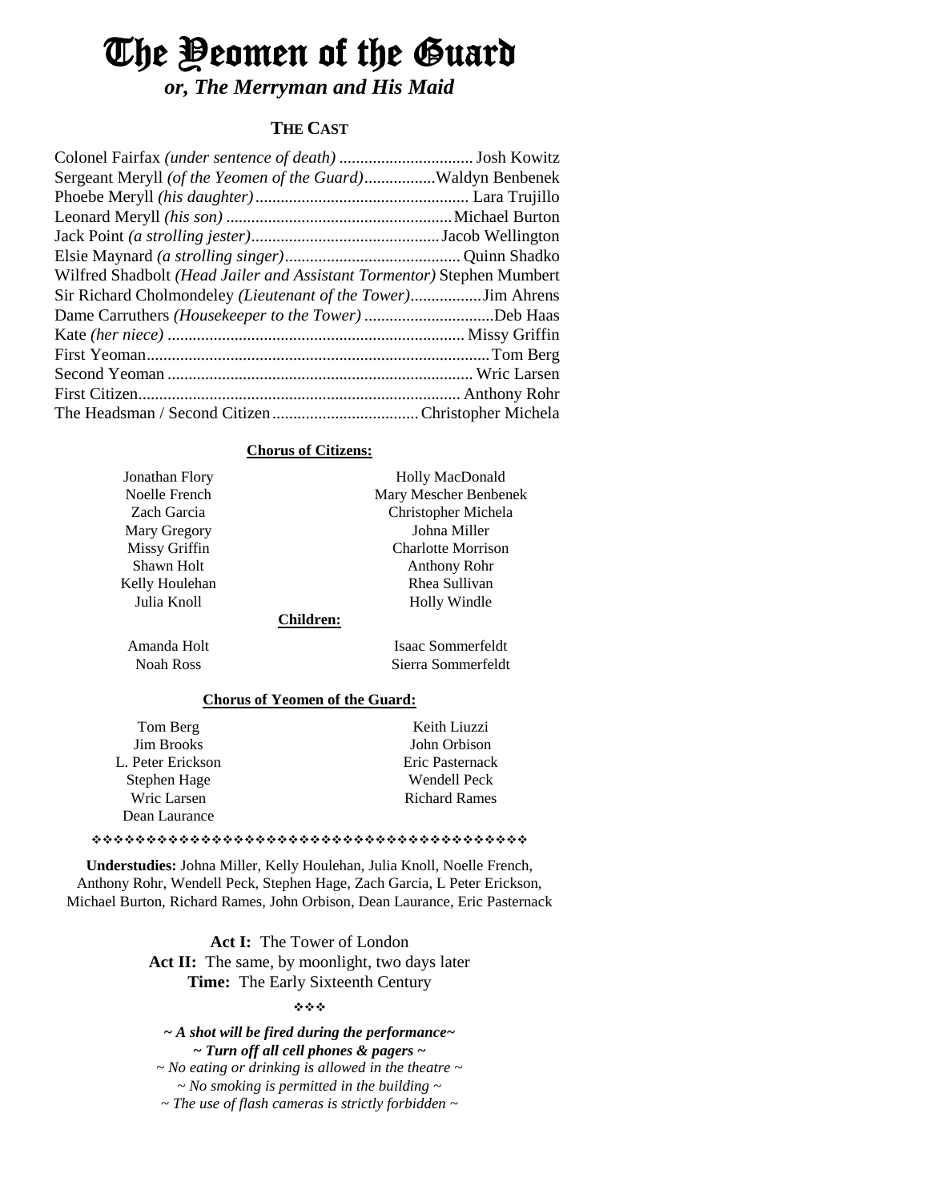# The Yeomen of the Guard

***or, The Merryman and His Maid***

## THE CAST

| Role | Actor |
|---|---|
| Colonel Fairfax *(under sentence of death)* | Josh Kowitz |
| Sergeant Meryll *(of the Yeomen of the Guard)* | Waldyn Benbenek |
| Phoebe Meryll *(his daughter)* | Lara Trujillo |
| Leonard Meryll *(his son)* | Michael Burton |
| Jack Point *(a strolling jester)* | Jacob Wellington |
| Elsie Maynard *(a strolling singer)* | Quinn Shadko |
| Wilfred Shadbolt *(Head Jailer and Assistant Tormentor)* | Stephen Mumbert |
| Sir Richard Cholmondeley *(Lieutenant of the Tower)* | Jim Ahrens |
| Dame Carruthers *(Housekeeper to the Tower)* | Deb Haas |
| Kate *(her niece)* | Missy Griffin |
| First Yeoman | Tom Berg |
| Second Yeoman | Wric Larsen |
| First Citizen | Anthony Rohr |
| The Headsman / Second Citizen | Christopher Michela |

**Chorus of Citizens:**

Jonathan Flory
Noelle French
Zach Garcia
Mary Gregory
Missy Griffin
Shawn Holt
Kelly Houlehan
Julia Knoll
Holly MacDonald
Mary Mescher Benbenek
Christopher Michela
Johna Miller
Charlotte Morrison
Anthony Rohr
Rhea Sullivan
Holly Windle

**Children:**

Amanda Holt
Noah Ross
Isaac Sommerfeldt
Sierra Sommerfeldt

**Chorus of Yeomen of the Guard:**

Tom Berg
Jim Brooks
L. Peter Erickson
Stephen Hage
Wric Larsen
Dean Laurance
Keith Liuzzi
John Orbison
Eric Pasternack
Wendell Peck
Richard Rames

❖❖❖❖❖❖❖❖❖❖❖❖❖❖❖❖❖❖❖❖❖❖❖❖❖❖❖❖❖❖❖❖❖❖❖❖❖❖❖❖

**Understudies:** Johna Miller, Kelly Houlehan, Julia Knoll, Noelle French, Anthony Rohr, Wendell Peck, Stephen Hage, Zach Garcia, L Peter Erickson, Michael Burton, Richard Rames, John Orbison, Dean Laurance, Eric Pasternack

**Act I:** The Tower of London
**Act II:** The same, by moonlight, two days later
**Time:** The Early Sixteenth Century

❖❖❖

***~ A shot will be fired during the performance~***
***~ Turn off all cell phones & pagers ~***
*~ No eating or drinking is allowed in the theatre ~*
*~ No smoking is permitted in the building ~*
*~ The use of flash cameras is strictly forbidden ~*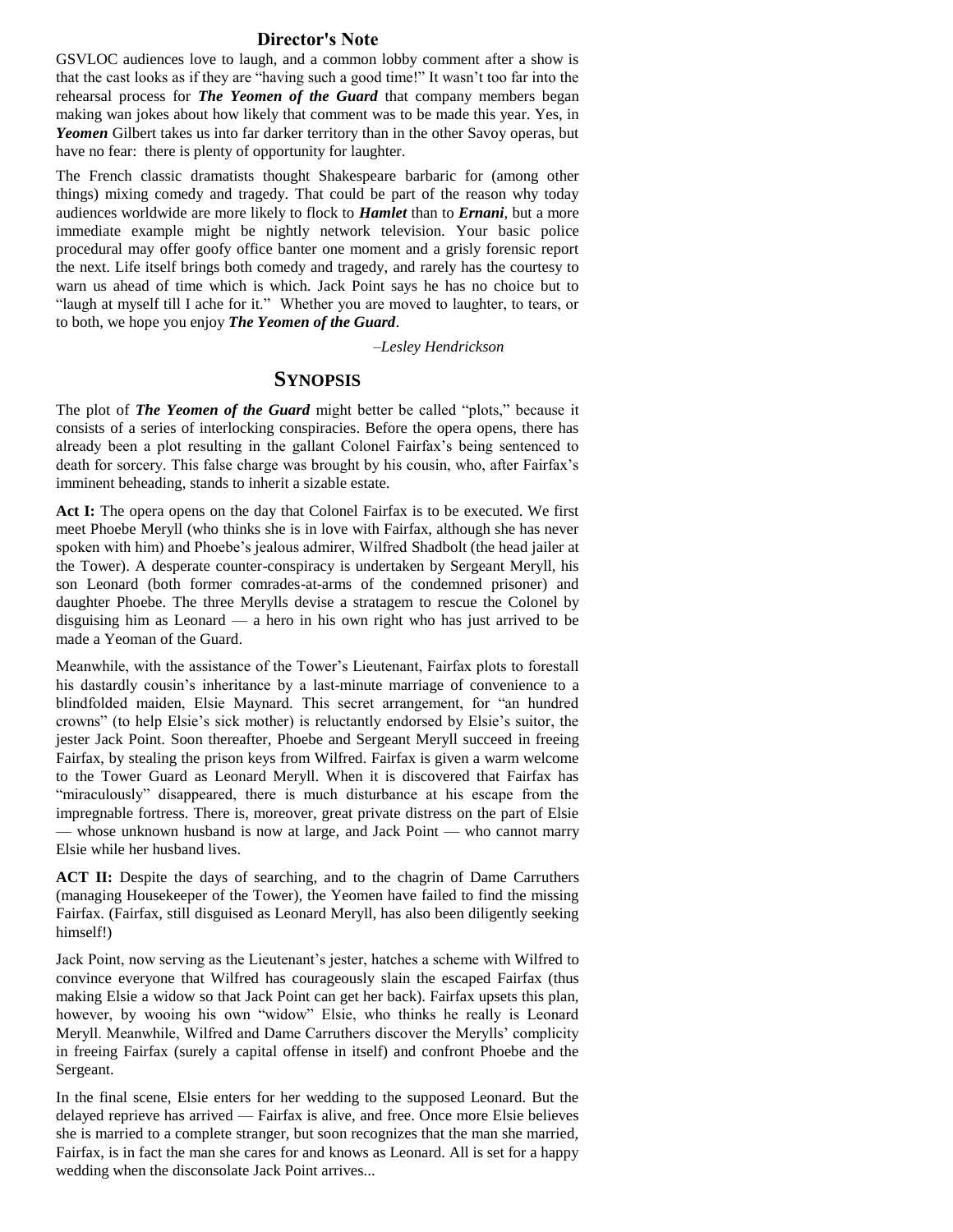## Director's Note

GSVLOC audiences love to laugh, and a common lobby comment after a show is that the cast looks as if they are "having such a good time!" It wasn't too far into the rehearsal process for ***The Yeomen of the Guard*** that company members began making wan jokes about how likely that comment was to be made this year. Yes, in ***Yeomen*** Gilbert takes us into far darker territory than in the other Savoy operas, but have no fear: there is plenty of opportunity for laughter.

The French classic dramatists thought Shakespeare barbaric for (among other things) mixing comedy and tragedy. That could be part of the reason why today audiences worldwide are more likely to flock to ***Hamlet*** than to ***Ernani***, but a more immediate example might be nightly network television. Your basic police procedural may offer goofy office banter one moment and a grisly forensic report the next. Life itself brings both comedy and tragedy, and rarely has the courtesy to warn us ahead of time which is which. Jack Point says he has no choice but to "laugh at myself till I ache for it." Whether you are moved to laughter, to tears, or to both, we hope you enjoy ***The Yeomen of the Guard***.

*–Lesley Hendrickson*

## Synopsis

The plot of ***The Yeomen of the Guard*** might better be called "plots," because it consists of a series of interlocking conspiracies. Before the opera opens, there has already been a plot resulting in the gallant Colonel Fairfax's being sentenced to death for sorcery. This false charge was brought by his cousin, who, after Fairfax's imminent beheading, stands to inherit a sizable estate.

**Act I:** The opera opens on the day that Colonel Fairfax is to be executed. We first meet Phoebe Meryll (who thinks she is in love with Fairfax, although she has never spoken with him) and Phoebe's jealous admirer, Wilfred Shadbolt (the head jailer at the Tower). A desperate counter-conspiracy is undertaken by Sergeant Meryll, his son Leonard (both former comrades-at-arms of the condemned prisoner) and daughter Phoebe. The three Merylls devise a stratagem to rescue the Colonel by disguising him as Leonard — a hero in his own right who has just arrived to be made a Yeoman of the Guard.

Meanwhile, with the assistance of the Tower's Lieutenant, Fairfax plots to forestall his dastardly cousin's inheritance by a last-minute marriage of convenience to a blindfolded maiden, Elsie Maynard. This secret arrangement, for "an hundred crowns" (to help Elsie's sick mother) is reluctantly endorsed by Elsie's suitor, the jester Jack Point. Soon thereafter, Phoebe and Sergeant Meryll succeed in freeing Fairfax, by stealing the prison keys from Wilfred. Fairfax is given a warm welcome to the Tower Guard as Leonard Meryll. When it is discovered that Fairfax has "miraculously" disappeared, there is much disturbance at his escape from the impregnable fortress. There is, moreover, great private distress on the part of Elsie — whose unknown husband is now at large, and Jack Point — who cannot marry Elsie while her husband lives.

**ACT II:** Despite the days of searching, and to the chagrin of Dame Carruthers (managing Housekeeper of the Tower), the Yeomen have failed to find the missing Fairfax. (Fairfax, still disguised as Leonard Meryll, has also been diligently seeking himself!)

Jack Point, now serving as the Lieutenant's jester, hatches a scheme with Wilfred to convince everyone that Wilfred has courageously slain the escaped Fairfax (thus making Elsie a widow so that Jack Point can get her back). Fairfax upsets this plan, however, by wooing his own "widow" Elsie, who thinks he really is Leonard Meryll. Meanwhile, Wilfred and Dame Carruthers discover the Merylls' complicity in freeing Fairfax (surely a capital offense in itself) and confront Phoebe and the Sergeant.

In the final scene, Elsie enters for her wedding to the supposed Leonard. But the delayed reprieve has arrived — Fairfax is alive, and free. Once more Elsie believes she is married to a complete stranger, but soon recognizes that the man she married, Fairfax, is in fact the man she cares for and knows as Leonard. All is set for a happy wedding when the disconsolate Jack Point arrives...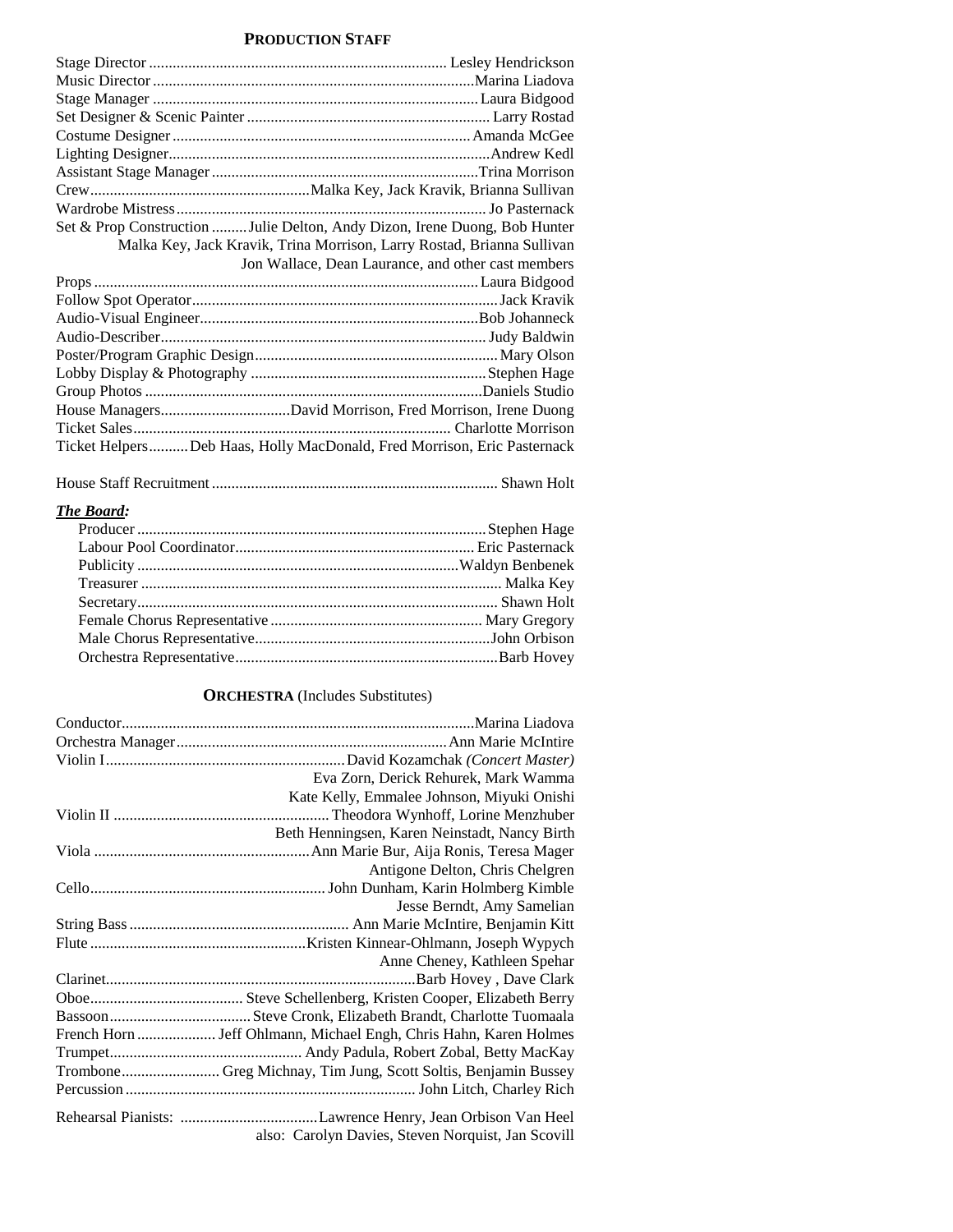## PRODUCTION STAFF

Stage Director ........................................................................ Lesley Hendrickson
Music Director ................................................................................Marina Liadova
Stage Manager ..................................................................................Laura Bidgood
Set Designer & Scenic Painter .............................................................. Larry Rostad
Costume Designer ...........................................................................Amanda McGee
Lighting Designer................................................................................Andrew Kedl
Assistant Stage Manager ...................................................................Trina Morrison
Crew........................................................Malka Key, Jack Kravik, Brianna Sullivan
Wardrobe Mistress.............................................................................. Jo Pasternack
Set & Prop Construction .........Julie Delton, Andy Dizon, Irene Duong, Bob Hunter
Malka Key, Jack Kravik, Trina Morrison, Larry Rostad, Brianna Sullivan
Jon Wallace, Dean Laurance, and other cast members
Props ..................................................................................................Laura Bidgood
Follow Spot Operator.............................................................................Jack Kravik
Audio-Visual Engineer......................................................................Bob Johanneck
Audio-Describer.................................................................................. Judy Baldwin
Poster/Program Graphic Design............................................................. Mary Olson
Lobby Display & Photography ............................................................Stephen Hage
Group Photos ....................................................................................Daniels Studio
House Managers.................................David Morrison, Fred Morrison, Irene Duong
Ticket Sales................................................................................ Charlotte Morrison
Ticket Helpers..........Deb Haas, Holly MacDonald, Fred Morrison, Eric Pasternack

House Staff Recruitment ........................................................................ Shawn Holt

***The Board:***

Producer ........................................................................................Stephen Hage
Labour Pool Coordinator............................................................ Eric Pasternack
Publicity ................................................................................Waldyn Benbenek
Treasurer ........................................................................................... Malka Key
Secretary........................................................................................... Shawn Holt
Female Chorus Representative ..................................................... Mary Gregory
Male Chorus Representative...........................................................John Orbison
Orchestra Representative..................................................................Barb Hovey

## ORCHESTRA (Includes Substitutes)

Conductor........................................................................................Marina Liadova
Orchestra Manager....................................................................Ann Marie McIntire
Violin I...........................................................David Kozamchak *(Concert Master)*
Eva Zorn, Derick Rehurek, Mark Wamma
Kate Kelly, Emmalee Johnson, Miyuki Onishi
Violin II ......................................................Theodora Wynhoff, Lorine Menzhuber
Beth Henningsen, Karen Neinstadt, Nancy Birth
Viola .......................................................Ann Marie Bur, Aija Ronis, Teresa Mager
Antigone Delton, Chris Chelgren
Cello............................................................John Dunham, Karin Holmberg Kimble
Jesse Berndt, Amy Samelian
String Bass ........................................................ Ann Marie McIntire, Benjamin Kitt
Flute ......................................................Kristen Kinnear-Ohlmann, Joseph Wypych
Anne Cheney, Kathleen Spehar
Clarinet.............................................................................Barb Hovey , Dave Clark
Oboe....................................... Steve Schellenberg, Kristen Cooper, Elizabeth Berry
Bassoon....................................Steve Cronk, Elizabeth Brandt, Charlotte Tuomaala
French Horn .................... Jeff Ohlmann, Michael Engh, Chris Hahn, Karen Holmes
Trumpet................................................ Andy Padula, Robert Zobal, Betty MacKay
Trombone......................... Greg Michnay, Tim Jung, Scott Soltis, Benjamin Bussey
Percussion ........................................................................ John Litch, Charley Rich

Rehearsal Pianists: ..................................Lawrence Henry, Jean Orbison Van Heel
also: Carolyn Davies, Steven Norquist, Jan Scovill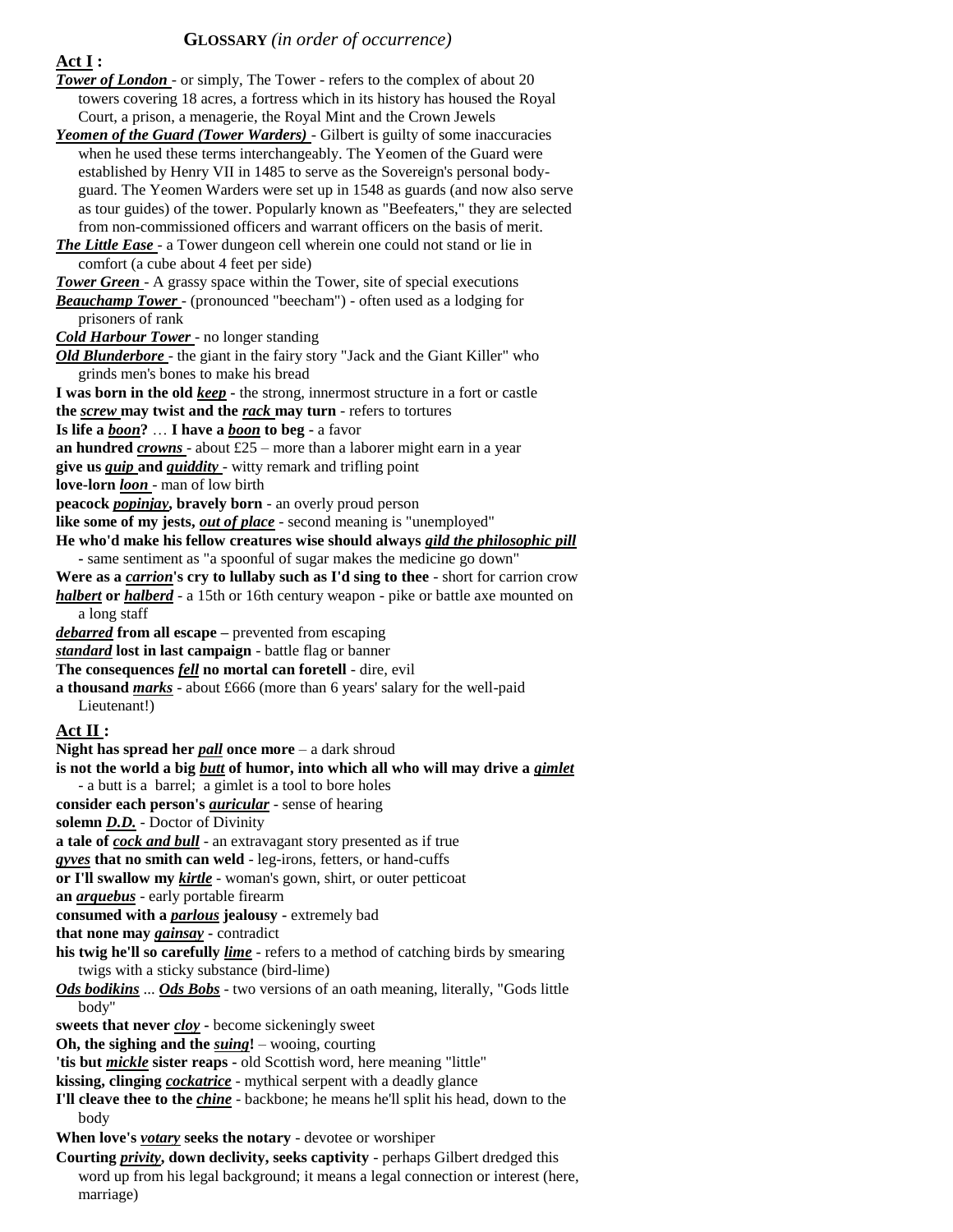## **GLOSSARY** *(in order of occurrence)*

### **Act I :**

***Tower of London*** - or simply, The Tower - refers to the complex of about 20 towers covering 18 acres, a fortress which in its history has housed the Royal Court, a prison, a menagerie, the Royal Mint and the Crown Jewels

***Yeomen of the Guard (Tower Warders)*** - Gilbert is guilty of some inaccuracies when he used these terms interchangeably. The Yeomen of the Guard were established by Henry VII in 1485 to serve as the Sovereign's personal body-guard. The Yeomen Warders were set up in 1548 as guards (and now also serve as tour guides) of the tower. Popularly known as "Beefeaters," they are selected from non-commissioned officers and warrant officers on the basis of merit.

***The Little Ease*** - a Tower dungeon cell wherein one could not stand or lie in comfort (a cube about 4 feet per side)

***Tower Green*** - A grassy space within the Tower, site of special executions

***Beauchamp Tower*** - (pronounced "beecham") - often used as a lodging for prisoners of rank

***Cold Harbour Tower*** - no longer standing

***Old Blunderbore*** - the giant in the fairy story "Jack and the Giant Killer" who grinds men's bones to make his bread

**I was born in the old *keep*** - the strong, innermost structure in a fort or castle

**the *screw* may twist and the *rack* may turn** - refers to tortures

**Is life a *boon*?** … **I have a *boon* to beg** - a favor

**an hundred *crowns*** - about £25 – more than a laborer might earn in a year

**give us *quip* and *quiddity*** - witty remark and trifling point

**love-lorn *loon*** - man of low birth

**peacock *popinjay*, bravely born** - an overly proud person

**like some of my jests, *out of place*** - second meaning is "unemployed"

**He who'd make his fellow creatures wise should always *gild the philosophic pill*** - same sentiment as "a spoonful of sugar makes the medicine go down"

**Were as a *carrion*'s cry to lullaby such as I'd sing to thee** - short for carrion crow

***halbert* or *halberd*** - a 15th or 16th century weapon - pike or battle axe mounted on a long staff

***debarred* from all escape** – prevented from escaping

***standard* lost in last campaign** - battle flag or banner

**The consequences *fell* no mortal can foretell** - dire, evil

**a thousand *marks*** - about £666 (more than 6 years' salary for the well-paid Lieutenant!)

### **Act II :**

**Night has spread her *pall* once more** – a dark shroud

**is not the world a big *butt* of humor, into which all who will may drive a *gimlet*** - a butt is a barrel; a gimlet is a tool to bore holes

**consider each person's *auricular*** - sense of hearing

**solemn *D.D.*** - Doctor of Divinity

**a tale of *cock and bull*** - an extravagant story presented as if true

***gyves* that no smith can weld** - leg-irons, fetters, or hand-cuffs

**or I'll swallow my *kirtle*** - woman's gown, shirt, or outer petticoat

**an *arquebus*** - early portable firearm

**consumed with a *parlous* jealousy** - extremely bad

**that none may *gainsay*** - contradict

**his twig he'll so carefully *lime*** - refers to a method of catching birds by smearing twigs with a sticky substance (bird-lime)

***Ods bodikins*** ... ***Ods Bobs*** - two versions of an oath meaning, literally, "Gods little body"

**sweets that never *cloy*** - become sickeningly sweet

**Oh, the sighing and the *suing*!** – wooing, courting

**'tis but *mickle* sister reaps** - old Scottish word, here meaning "little"

**kissing, clinging *cockatrice*** - mythical serpent with a deadly glance

**I'll cleave thee to the *chine*** - backbone; he means he'll split his head, down to the body

**When love's *votary* seeks the notary** - devotee or worshiper

**Courting *privity*, down declivity, seeks captivity** - perhaps Gilbert dredged this word up from his legal background; it means a legal connection or interest (here, marriage)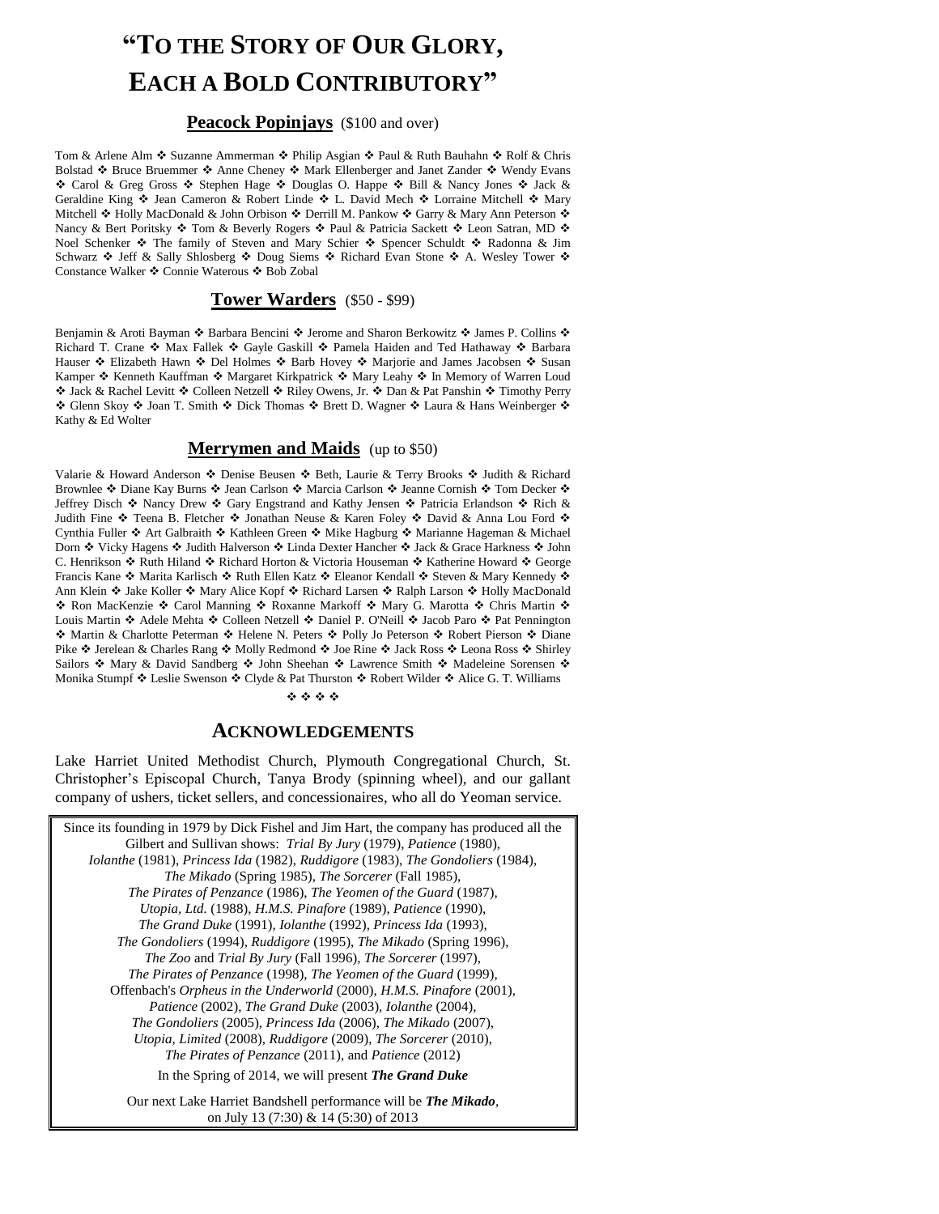# "To the Story of Our Glory, Each a Bold Contributory"

## **Peacock Popinjays** ($100 and over)

Tom & Arlene Alm ❖ Suzanne Ammerman ❖ Philip Asgian ❖ Paul & Ruth Bauhahn ❖ Rolf & Chris Bolstad ❖ Bruce Bruemmer ❖ Anne Cheney ❖ Mark Ellenberger and Janet Zander ❖ Wendy Evans ❖ Carol & Greg Gross ❖ Stephen Hage ❖ Douglas O. Happe ❖ Bill & Nancy Jones ❖ Jack & Geraldine King ❖ Jean Cameron & Robert Linde ❖ L. David Mech ❖ Lorraine Mitchell ❖ Mary Mitchell ❖ Holly MacDonald & John Orbison ❖ Derrill M. Pankow ❖ Garry & Mary Ann Peterson ❖ Nancy & Bert Poritsky ❖ Tom & Beverly Rogers ❖ Paul & Patricia Sackett ❖ Leon Satran, MD ❖ Noel Schenker ❖ The family of Steven and Mary Schier ❖ Spencer Schuldt ❖ Radonna & Jim Schwarz ❖ Jeff & Sally Shlosberg ❖ Doug Siems ❖ Richard Evan Stone ❖ A. Wesley Tower ❖ Constance Walker ❖ Connie Waterous ❖ Bob Zobal

## **Tower Warders** ($50 - $99)

Benjamin & Aroti Bayman ❖ Barbara Bencini ❖ Jerome and Sharon Berkowitz ❖ James P. Collins ❖ Richard T. Crane ❖ Max Fallek ❖ Gayle Gaskill ❖ Pamela Haiden and Ted Hathaway ❖ Barbara Hauser ❖ Elizabeth Hawn ❖ Del Holmes ❖ Barb Hovey ❖ Marjorie and James Jacobsen ❖ Susan Kamper ❖ Kenneth Kauffman ❖ Margaret Kirkpatrick ❖ Mary Leahy ❖ In Memory of Warren Loud ❖ Jack & Rachel Levitt ❖ Colleen Netzell ❖ Riley Owens, Jr. ❖ Dan & Pat Panshin ❖ Timothy Perry ❖ Glenn Skoy ❖ Joan T. Smith ❖ Dick Thomas ❖ Brett D. Wagner ❖ Laura & Hans Weinberger ❖ Kathy & Ed Wolter

## **Merrymen and Maids** (up to $50)

Valarie & Howard Anderson ❖ Denise Beusen ❖ Beth, Laurie & Terry Brooks ❖ Judith & Richard Brownlee ❖ Diane Kay Burns ❖ Jean Carlson ❖ Marcia Carlson ❖ Jeanne Cornish ❖ Tom Decker ❖ Jeffrey Disch ❖ Nancy Drew ❖ Gary Engstrand and Kathy Jensen ❖ Patricia Erlandson ❖ Rich & Judith Fine ❖ Teena B. Fletcher ❖ Jonathan Neuse & Karen Foley ❖ David & Anna Lou Ford ❖ Cynthia Fuller ❖ Art Galbraith ❖ Kathleen Green ❖ Mike Hagburg ❖ Marianne Hageman & Michael Dorn ❖ Vicky Hagens ❖ Judith Halverson ❖ Linda Dexter Hancher ❖ Jack & Grace Harkness ❖ John C. Henrikson ❖ Ruth Hiland ❖ Richard Horton & Victoria Houseman ❖ Katherine Howard ❖ George Francis Kane ❖ Marita Karlisch ❖ Ruth Ellen Katz ❖ Eleanor Kendall ❖ Steven & Mary Kennedy ❖ Ann Klein ❖ Jake Koller ❖ Mary Alice Kopf ❖ Richard Larsen ❖ Ralph Larson ❖ Holly MacDonald ❖ Ron MacKenzie ❖ Carol Manning ❖ Roxanne Markoff ❖ Mary G. Marotta ❖ Chris Martin ❖ Louis Martin ❖ Adele Mehta ❖ Colleen Netzell ❖ Daniel P. O'Neill ❖ Jacob Paro ❖ Pat Pennington ❖ Martin & Charlotte Peterman ❖ Helene N. Peters ❖ Polly Jo Peterson ❖ Robert Pierson ❖ Diane Pike ❖ Jerelean & Charles Rang ❖ Molly Redmond ❖ Joe Rine ❖ Jack Ross ❖ Leona Ross ❖ Shirley Sailors ❖ Mary & David Sandberg ❖ John Sheehan ❖ Lawrence Smith ❖ Madeleine Sorensen ❖ Monika Stumpf ❖ Leslie Swenson ❖ Clyde & Pat Thurston ❖ Robert Wilder ❖ Alice G. T. Williams

❖ ❖ ❖ ❖

## Acknowledgements

Lake Harriet United Methodist Church, Plymouth Congregational Church, St. Christopher's Episcopal Church, Tanya Brody (spinning wheel), and our gallant company of ushers, ticket sellers, and concessionaires, who all do Yeoman service.

Since its founding in 1979 by Dick Fishel and Jim Hart, the company has produced all the Gilbert and Sullivan shows: *Trial By Jury* (1979), *Patience* (1980), *Iolanthe* (1981), *Princess Ida* (1982), *Ruddigore* (1983), *The Gondoliers* (1984), *The Mikado* (Spring 1985), *The Sorcerer* (Fall 1985), *The Pirates of Penzance* (1986), *The Yeomen of the Guard* (1987), *Utopia, Ltd.* (1988), *H.M.S. Pinafore* (1989), *Patience* (1990), *The Grand Duke* (1991), *Iolanthe* (1992), *Princess Ida* (1993), *The Gondoliers* (1994), *Ruddigore* (1995), *The Mikado* (Spring 1996), *The Zoo* and *Trial By Jury* (Fall 1996), *The Sorcerer* (1997), *The Pirates of Penzance* (1998), *The Yeomen of the Guard* (1999), Offenbach's *Orpheus in the Underworld* (2000), *H.M.S. Pinafore* (2001), *Patience* (2002), *The Grand Duke* (2003), *Iolanthe* (2004), *The Gondoliers* (2005), *Princess Ida* (2006), *The Mikado* (2007), *Utopia, Limited* (2008), *Ruddigore* (2009), *The Sorcerer* (2010), *The Pirates of Penzance* (2011), and *Patience* (2012)

In the Spring of 2014, we will present ***The Grand Duke***

Our next Lake Harriet Bandshell performance will be ***The Mikado***, on July 13 (7:30) & 14 (5:30) of 2013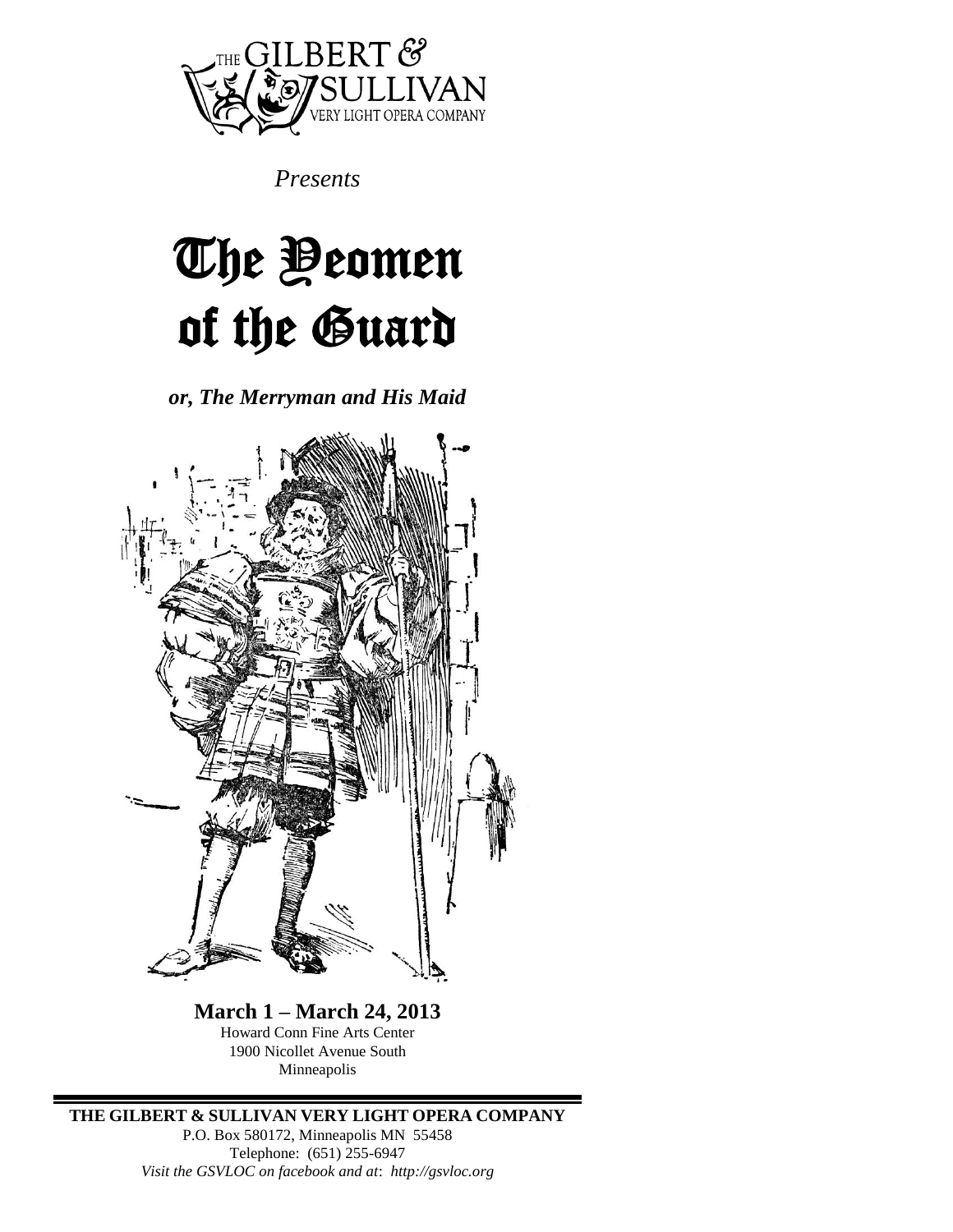THE GILBERT & SULLIVAN VERY LIGHT OPERA COMPANY

*Presents*

# The Yeomen of the Guard

***or, The Merryman and His Maid***

**March 1 – March 24, 2013**

Howard Conn Fine Arts Center
1900 Nicollet Avenue South
Minneapolis

---

**THE GILBERT & SULLIVAN VERY LIGHT OPERA COMPANY**

P.O. Box 580172, Minneapolis MN 55458
Telephone: (651) 255-6947
*Visit the GSVLOC on facebook and at: http://gsvloc.org*